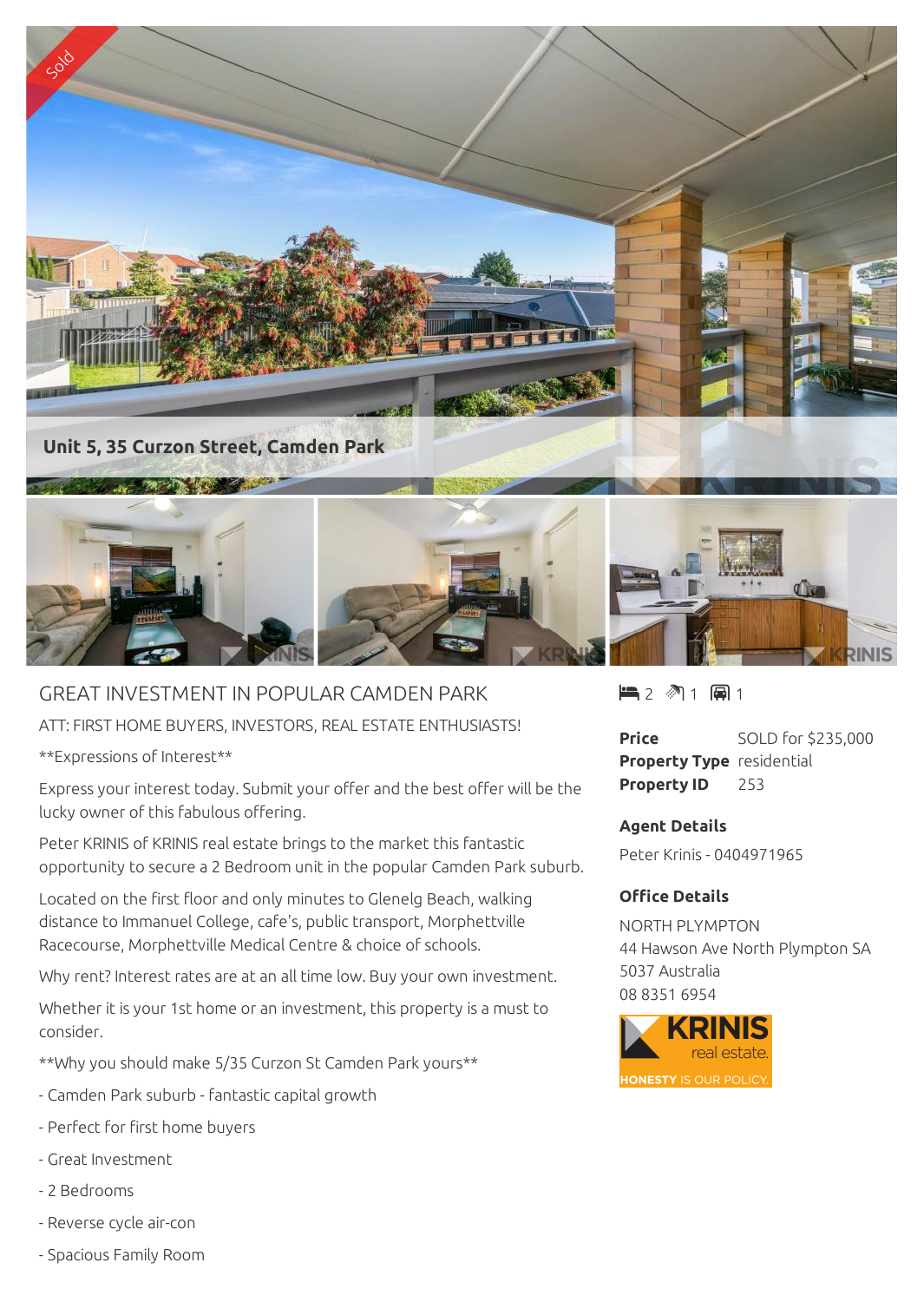Sold

Unit 5, 35 Curzon Street, Camden Park

# GREAT INVESTMENT IN POPULAR CAMDEN PARK

2 bedrooms | 1 bathroom | 1 car space

| | |
|---|---|
| **Price** | SOLD for $235,000 |
| **Property Type** | residential |
| **Property ID** | 253 |

**Agent Details**

Peter Krinis - 0404971965

**Office Details**

NORTH PLYMPTON
44 Hawson Ave North Plympton SA 5037 Australia
08 8351 6954

KRINIS real estate. HONESTY IS OUR POLICY.

ATT: FIRST HOME BUYERS, INVESTORS, REAL ESTATE ENTHUSIASTS!

**Expressions of Interest**

Express your interest today. Submit your offer and the best offer will be the lucky owner of this fabulous offering.

Peter KRINIS of KRINIS real estate brings to the market this fantastic opportunity to secure a 2 Bedroom unit in the popular Camden Park suburb.

Located on the first floor and only minutes to Glenelg Beach, walking distance to Immanuel College, cafe's, public transport, Morphettville Racecourse, Morphettville Medical Centre & choice of schools.

Why rent? Interest rates are at an all time low. Buy your own investment.

Whether it is your 1st home or an investment, this property is a must to consider.

**Why you should make 5/35 Curzon St Camden Park yours**

- Camden Park suburb - fantastic capital growth
- Perfect for first home buyers
- Great Investment
- 2 Bedrooms
- Reverse cycle air-con
- Spacious Family Room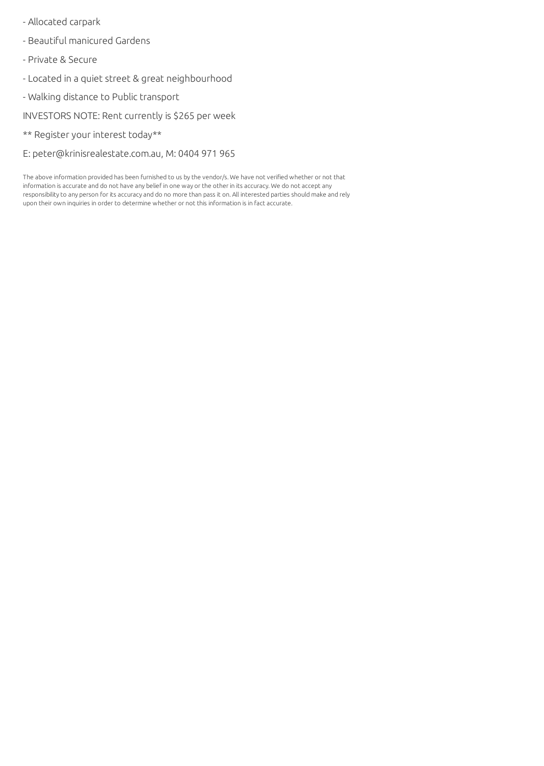- Allocated carpark
- Beautiful manicured Gardens
- Private & Secure
- Located in a quiet street & great neighbourhood
- Walking distance to Public transport

INVESTORS NOTE: Rent currently is $265 per week

** Register your interest today**

E: peter@krinisrealestate.com.au, M: 0404 971 965

The above information provided has been furnished to us by the vendor/s. We have not verified whether or not that information is accurate and do not have any belief in one way or the other in its accuracy. We do not accept any responsibility to any person for its accuracy and do no more than pass it on. All interested parties should make and rely upon their own inquiries in order to determine whether or not this information is in fact accurate.